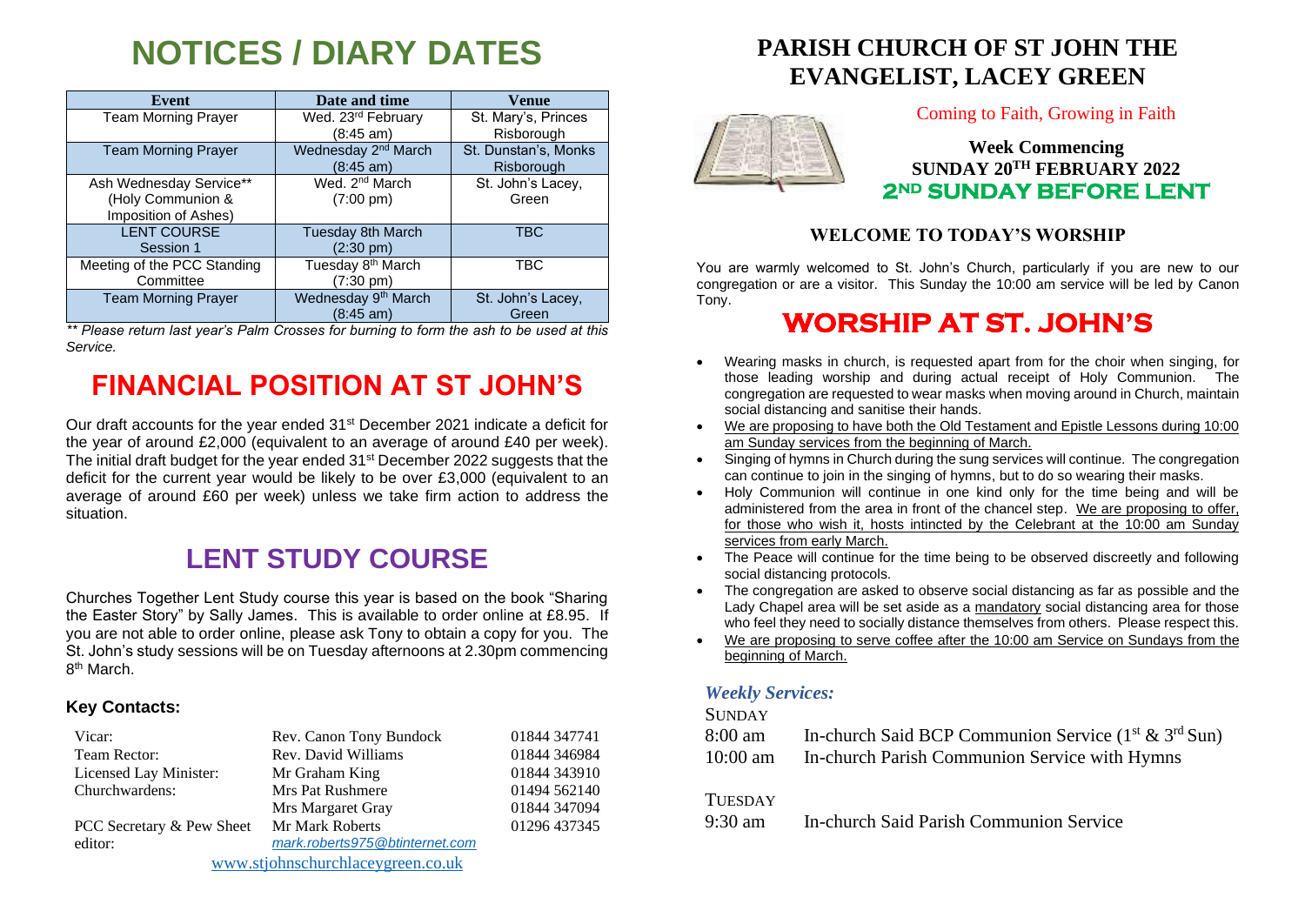# NOTICES / DIARY DATES

| Event | Date and time | Venue |
|---|---|---|
| Team Morning Prayer | Wed. 23rd February (8:45 am) | St. Mary's, Princes Risborough |
| Team Morning Prayer | Wednesday 2nd March (8:45 am) | St. Dunstan's, Monks Risborough |
| Ash Wednesday Service** (Holy Communion & Imposition of Ashes) | Wed. 2nd March (7:00 pm) | St. John's Lacey, Green |
| LENT COURSE Session 1 | Tuesday 8th March (2:30 pm) | TBC |
| Meeting of the PCC Standing Committee | Tuesday 8th March (7:30 pm) | TBC |
| Team Morning Prayer | Wednesday 9th March (8:45 am) | St. John's Lacey, Green |

*** Please return last year's Palm Crosses for burning to form the ash to be used at this Service.*

# FINANCIAL POSITION AT ST JOHN'S

Our draft accounts for the year ended 31st December 2021 indicate a deficit for the year of around £2,000 (equivalent to an average of around £40 per week). The initial draft budget for the year ended 31st December 2022 suggests that the deficit for the current year would be likely to be over £3,000 (equivalent to an average of around £60 per week) unless we take firm action to address the situation.

# LENT STUDY COURSE

Churches Together Lent Study course this year is based on the book "Sharing the Easter Story" by Sally James. This is available to order online at £8.95. If you are not able to order online, please ask Tony to obtain a copy for you. The St. John's study sessions will be on Tuesday afternoons at 2.30pm commencing 8th March.

### Key Contacts:

| | | |
|---|---|---|
| Vicar: | Rev. Canon Tony Bundock | 01844 347741 |
| Team Rector: | Rev. David Williams | 01844 346984 |
| Licensed Lay Minister: | Mr Graham King | 01844 343910 |
| Churchwardens: | Mrs Pat Rushmere | 01494 562140 |
| | Mrs Margaret Gray | 01844 347094 |
| PCC Secretary & Pew Sheet editor: | Mr Mark Roberts *mark.roberts975@btinternet.com* | 01296 437345 |

www.stjohnschurchlaceygreen.co.uk

# PARISH CHURCH OF ST JOHN THE EVANGELIST, LACEY GREEN

Coming to Faith, Growing in Faith

**Week Commencing**
**SUNDAY 20TH FEBRUARY 2022**
**2ND SUNDAY BEFORE LENT**

### WELCOME TO TODAY'S WORSHIP

You are warmly welcomed to St. John's Church, particularly if you are new to our congregation or are a visitor. This Sunday the 10:00 am service will be led by Canon Tony.

# WORSHIP AT ST. JOHN'S

- Wearing masks in church, is requested apart from for the choir when singing, for those leading worship and during actual receipt of Holy Communion. The congregation are requested to wear masks when moving around in Church, maintain social distancing and sanitise their hands.
- We are proposing to have both the Old Testament and Epistle Lessons during 10:00 am Sunday services from the beginning of March.
- Singing of hymns in Church during the sung services will continue. The congregation can continue to join in the singing of hymns, but to do so wearing their masks.
- Holy Communion will continue in one kind only for the time being and will be administered from the area in front of the chancel step. We are proposing to offer, for those who wish it, hosts intincted by the Celebrant at the 10:00 am Sunday services from early March.
- The Peace will continue for the time being to be observed discreetly and following social distancing protocols.
- The congregation are asked to observe social distancing as far as possible and the Lady Chapel area will be set aside as a mandatory social distancing area for those who feel they need to socially distance themselves from others. Please respect this.
- We are proposing to serve coffee after the 10:00 am Service on Sundays from the beginning of March.

### *Weekly Services:*

SUNDAY

| | |
|---|---|
| 8:00 am | In-church Said BCP Communion Service (1st & 3rd Sun) |
| 10:00 am | In-church Parish Communion Service with Hymns |

TUESDAY

| | |
|---|---|
| 9:30 am | In-church Said Parish Communion Service |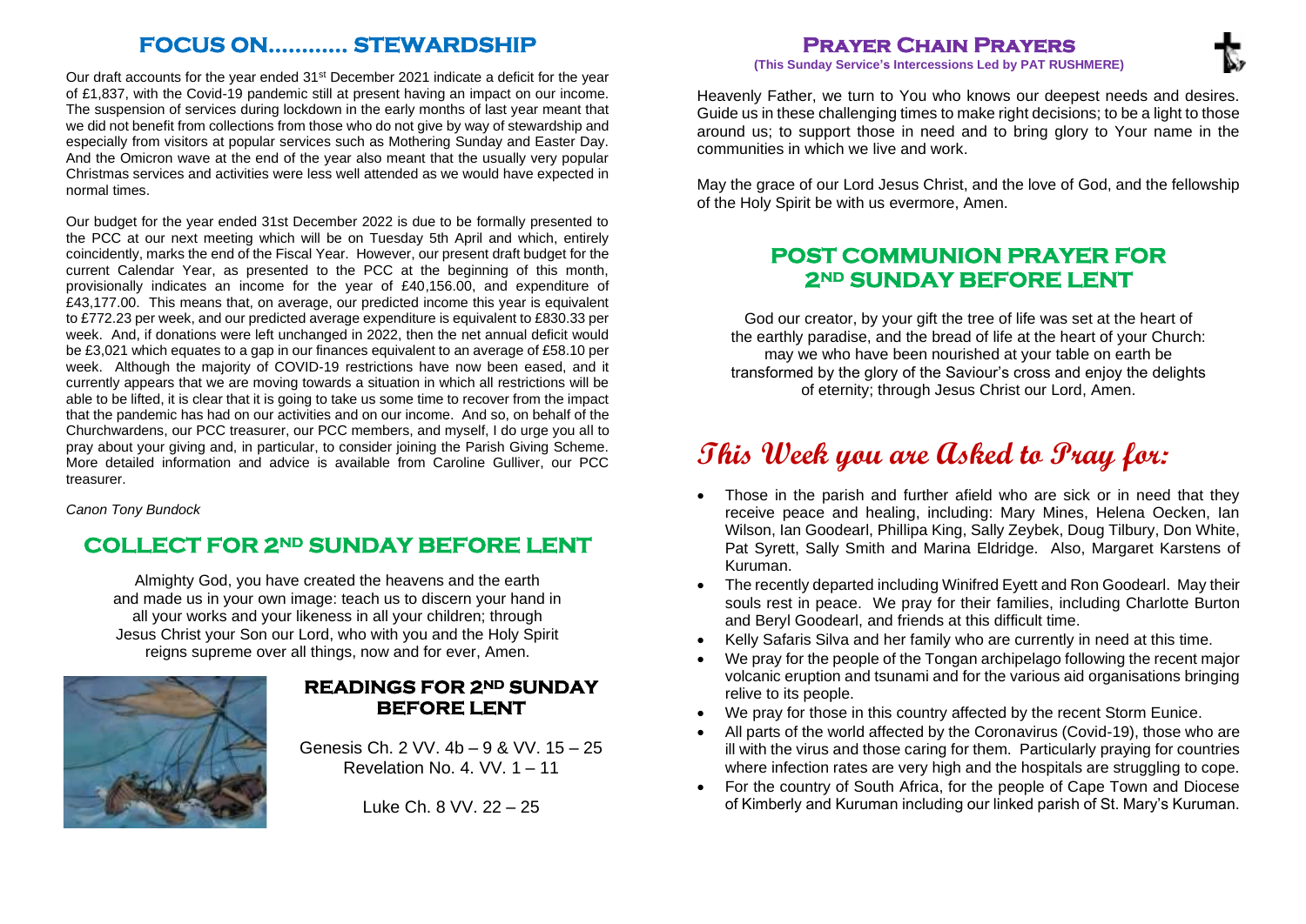## FOCUS ON………… STEWARDSHIP

Our draft accounts for the year ended 31st December 2021 indicate a deficit for the year of £1,837, with the Covid-19 pandemic still at present having an impact on our income. The suspension of services during lockdown in the early months of last year meant that we did not benefit from collections from those who do not give by way of stewardship and especially from visitors at popular services such as Mothering Sunday and Easter Day. And the Omicron wave at the end of the year also meant that the usually very popular Christmas services and activities were less well attended as we would have expected in normal times.

Our budget for the year ended 31st December 2022 is due to be formally presented to the PCC at our next meeting which will be on Tuesday 5th April and which, entirely coincidently, marks the end of the Fiscal Year. However, our present draft budget for the current Calendar Year, as presented to the PCC at the beginning of this month, provisionally indicates an income for the year of £40,156.00, and expenditure of £43,177.00. This means that, on average, our predicted income this year is equivalent to £772.23 per week, and our predicted average expenditure is equivalent to £830.33 per week. And, if donations were left unchanged in 2022, then the net annual deficit would be £3,021 which equates to a gap in our finances equivalent to an average of £58.10 per week. Although the majority of COVID-19 restrictions have now been eased, and it currently appears that we are moving towards a situation in which all restrictions will be able to be lifted, it is clear that it is going to take us some time to recover from the impact that the pandemic has had on our activities and on our income. And so, on behalf of the Churchwardens, our PCC treasurer, our PCC members, and myself, I do urge you all to pray about your giving and, in particular, to consider joining the Parish Giving Scheme. More detailed information and advice is available from Caroline Gulliver, our PCC treasurer.

*Canon Tony Bundock*

## COLLECT FOR 2ND SUNDAY BEFORE LENT

Almighty God, you have created the heavens and the earth and made us in your own image: teach us to discern your hand in all your works and your likeness in all your children; through Jesus Christ your Son our Lord, who with you and the Holy Spirit reigns supreme over all things, now and for ever, Amen.

### READINGS FOR 2ND SUNDAY BEFORE LENT

Genesis Ch. 2 VV. 4b – 9 & VV. 15 – 25
Revelation No. 4. VV. 1 – 11

Luke Ch. 8 VV. 22 – 25

## Prayer Chain Prayers

**(This Sunday Service's Intercessions Led by PAT RUSHMERE)**

Heavenly Father, we turn to You who knows our deepest needs and desires. Guide us in these challenging times to make right decisions; to be a light to those around us; to support those in need and to bring glory to Your name in the communities in which we live and work.

May the grace of our Lord Jesus Christ, and the love of God, and the fellowship of the Holy Spirit be with us evermore, Amen.

## POST COMMUNION PRAYER FOR 2ND SUNDAY BEFORE LENT

God our creator, by your gift the tree of life was set at the heart of the earthly paradise, and the bread of life at the heart of your Church: may we who have been nourished at your table on earth be transformed by the glory of the Saviour's cross and enjoy the delights of eternity; through Jesus Christ our Lord, Amen.

# This Week you are Asked to Pray for:

- Those in the parish and further afield who are sick or in need that they receive peace and healing, including: Mary Mines, Helena Oecken, Ian Wilson, Ian Goodearl, Phillipa King, Sally Zeybek, Doug Tilbury, Don White, Pat Syrett, Sally Smith and Marina Eldridge. Also, Margaret Karstens of Kuruman.
- The recently departed including Winifred Eyett and Ron Goodearl. May their souls rest in peace. We pray for their families, including Charlotte Burton and Beryl Goodearl, and friends at this difficult time.
- Kelly Safaris Silva and her family who are currently in need at this time.
- We pray for the people of the Tongan archipelago following the recent major volcanic eruption and tsunami and for the various aid organisations bringing relive to its people.
- We pray for those in this country affected by the recent Storm Eunice.
- All parts of the world affected by the Coronavirus (Covid-19), those who are ill with the virus and those caring for them. Particularly praying for countries where infection rates are very high and the hospitals are struggling to cope.
- For the country of South Africa, for the people of Cape Town and Diocese of Kimberly and Kuruman including our linked parish of St. Mary's Kuruman.